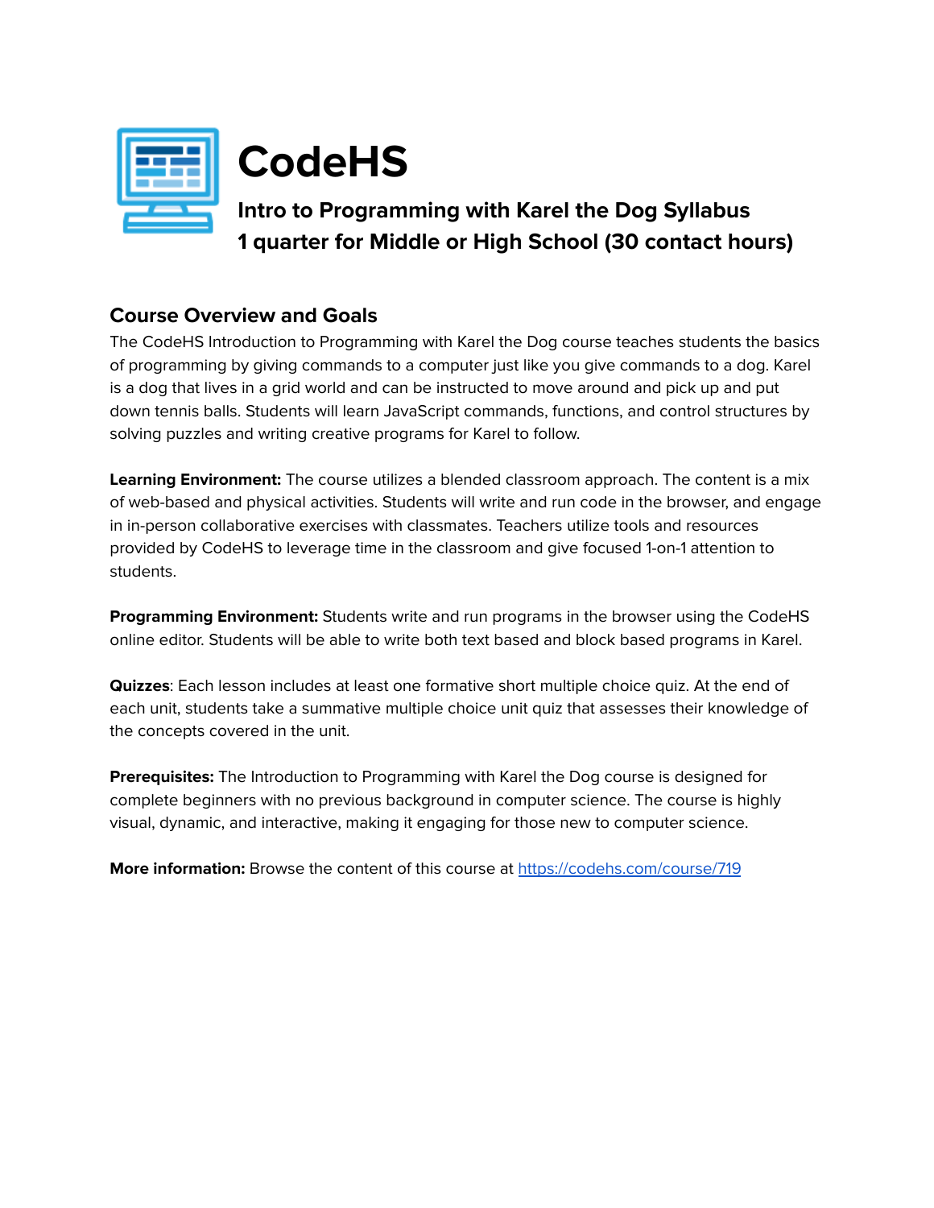# CodeHS

## Intro to Programming with Karel the Dog Syllabus
## 1 quarter for Middle or High School (30 contact hours)

### Course Overview and Goals

The CodeHS Introduction to Programming with Karel the Dog course teaches students the basics of programming by giving commands to a computer just like you give commands to a dog. Karel is a dog that lives in a grid world and can be instructed to move around and pick up and put down tennis balls. Students will learn JavaScript commands, functions, and control structures by solving puzzles and writing creative programs for Karel to follow.

**Learning Environment:** The course utilizes a blended classroom approach. The content is a mix of web-based and physical activities. Students will write and run code in the browser, and engage in in-person collaborative exercises with classmates. Teachers utilize tools and resources provided by CodeHS to leverage time in the classroom and give focused 1-on-1 attention to students.

**Programming Environment:** Students write and run programs in the browser using the CodeHS online editor. Students will be able to write both text based and block based programs in Karel.

**Quizzes**: Each lesson includes at least one formative short multiple choice quiz. At the end of each unit, students take a summative multiple choice unit quiz that assesses their knowledge of the concepts covered in the unit.

**Prerequisites:** The Introduction to Programming with Karel the Dog course is designed for complete beginners with no previous background in computer science. The course is highly visual, dynamic, and interactive, making it engaging for those new to computer science.

**More information:** Browse the content of this course at [https://codehs.com/course/719](https://codehs.com/course/719)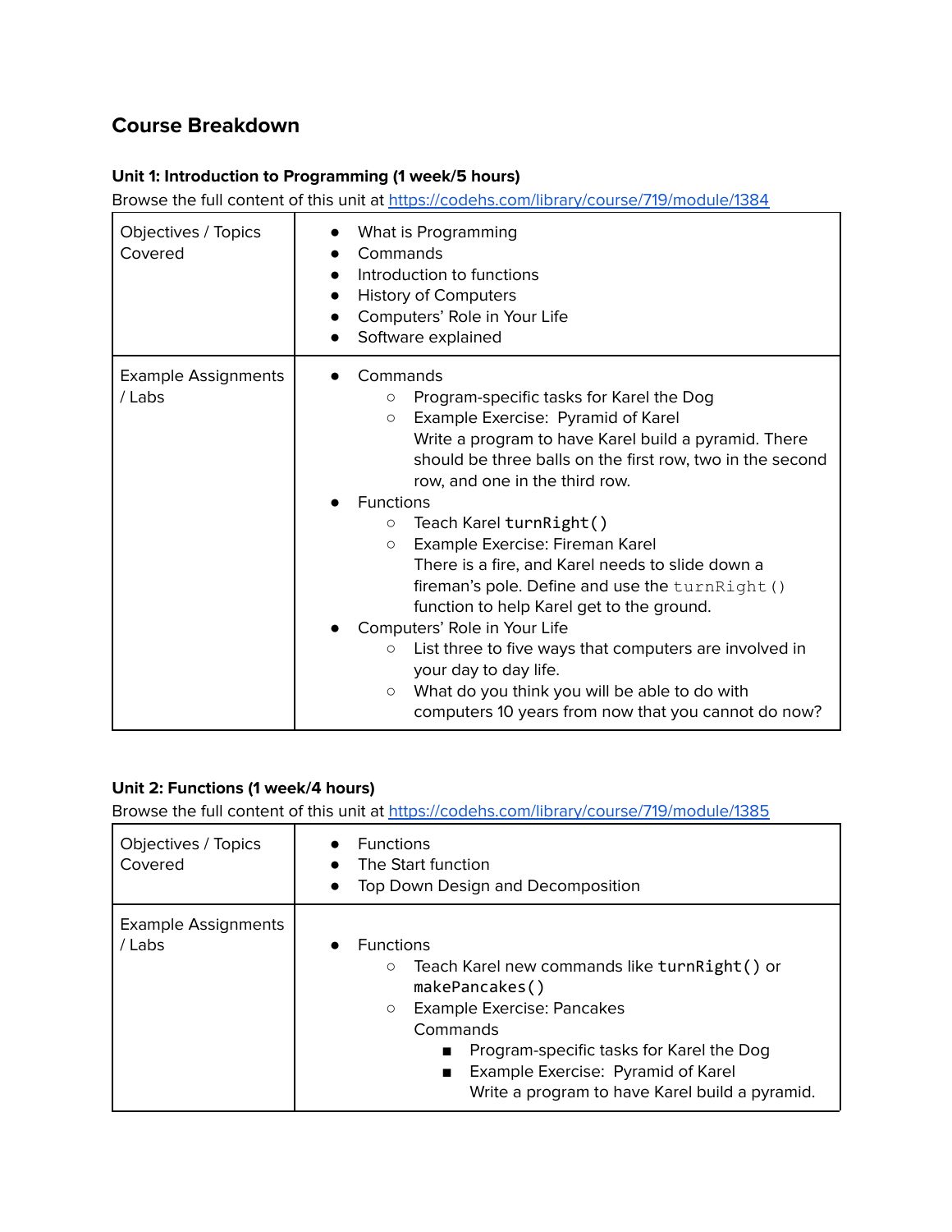## Course Breakdown

### Unit 1: Introduction to Programming (1 week/5 hours)

Browse the full content of this unit at https://codehs.com/library/course/719/module/1384

| | |
|---|---|
| Objectives / Topics Covered | • What is Programming<br>• Commands<br>• Introduction to functions<br>• History of Computers<br>• Computers' Role in Your Life<br>• Software explained |
| Example Assignments / Labs | • Commands<br>  ○ Program-specific tasks for Karel the Dog<br>  ○ Example Exercise: Pyramid of Karel<br>  Write a program to have Karel build a pyramid. There should be three balls on the first row, two in the second row, and one in the third row.<br>• Functions<br>  ○ Teach Karel `turnRight()`<br>  ○ Example Exercise: Fireman Karel<br>  There is a fire, and Karel needs to slide down a fireman's pole. Define and use the `turnRight()` function to help Karel get to the ground.<br>• Computers' Role in Your Life<br>  ○ List three to five ways that computers are involved in your day to day life.<br>  ○ What do you think you will be able to do with computers 10 years from now that you cannot do now? |

### Unit 2: Functions (1 week/4 hours)

Browse the full content of this unit at https://codehs.com/library/course/719/module/1385

| | |
|---|---|
| Objectives / Topics Covered | • Functions<br>• The Start function<br>• Top Down Design and Decomposition |
| Example Assignments / Labs | • Functions<br>  ○ Teach Karel new commands like `turnRight()` or `makePancakes()`<br>  ○ Example Exercise: Pancakes<br>  Commands<br>    ■ Program-specific tasks for Karel the Dog<br>    ■ Example Exercise: Pyramid of Karel<br>    Write a program to have Karel build a pyramid. |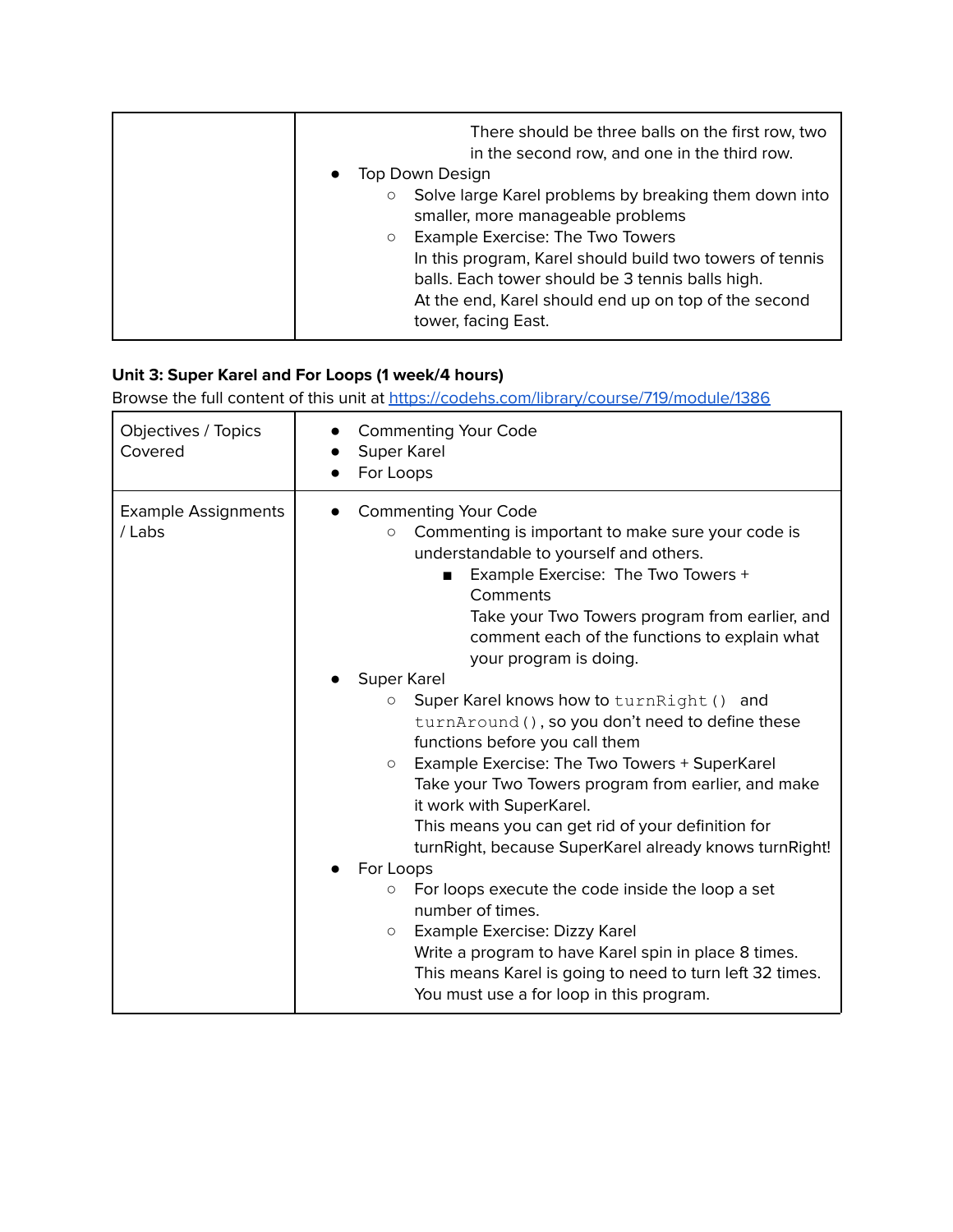| | There should be three balls on the first row, two in the second row, and one in the third row.<br>• Top Down Design<br>  ○ Solve large Karel problems by breaking them down into smaller, more manageable problems<br>  ○ Example Exercise: The Two Towers<br>  In this program, Karel should build two towers of tennis balls. Each tower should be 3 tennis balls high.<br>  At the end, Karel should end up on top of the second tower, facing East. |
|---|---|

**Unit 3: Super Karel and For Loops (1 week/4 hours)**

Browse the full content of this unit at [https://codehs.com/library/course/719/module/1386](https://codehs.com/library/course/719/module/1386)

| Objectives / Topics Covered | • Commenting Your Code<br>• Super Karel<br>• For Loops |
|---|---|
| Example Assignments / Labs | • Commenting Your Code<br>  ○ Commenting is important to make sure your code is understandable to yourself and others.<br>    ■ Example Exercise: The Two Towers + Comments<br>    Take your Two Towers program from earlier, and comment each of the functions to explain what your program is doing.<br>• Super Karel<br>  ○ Super Karel knows how to `turnRight()` and `turnAround()`, so you don't need to define these functions before you call them<br>  ○ Example Exercise: The Two Towers + SuperKarel<br>  Take your Two Towers program from earlier, and make it work with SuperKarel.<br>  This means you can get rid of your definition for turnRight, because SuperKarel already knows turnRight!<br>• For Loops<br>  ○ For loops execute the code inside the loop a set number of times.<br>  ○ Example Exercise: Dizzy Karel<br>  Write a program to have Karel spin in place 8 times.<br>  This means Karel is going to need to turn left 32 times.<br>  You must use a for loop in this program. |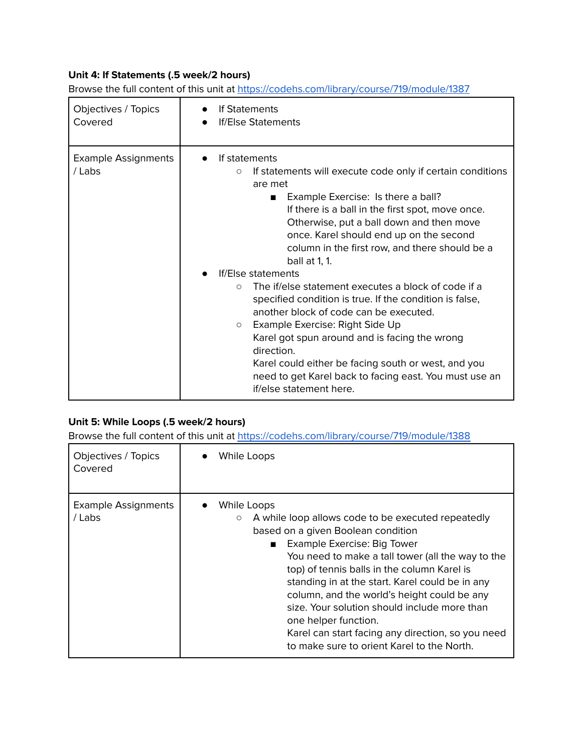**Unit 4: If Statements (.5 week/2 hours)**

Browse the full content of this unit at https://codehs.com/library/course/719/module/1387

| Objectives / Topics Covered | <ul><li>If Statements</li><li>If/Else Statements</li></ul> |
|---|---|
| Example Assignments / Labs | <ul><li>If statements<ul><li>If statements will execute code only if certain conditions are met<ul><li>Example Exercise: Is there a ball? If there is a ball in the first spot, move once. Otherwise, put a ball down and then move once. Karel should end up on the second column in the first row, and there should be a ball at 1, 1.</li></ul></li></ul></li><li>If/Else statements<ul><li>The if/else statement executes a block of code if a specified condition is true. If the condition is false, another block of code can be executed.</li><li>Example Exercise: Right Side Up Karel got spun around and is facing the wrong direction. Karel could either be facing south or west, and you need to get Karel back to facing east. You must use an if/else statement here.</li></ul></li></ul> |

**Unit 5: While Loops (.5 week/2 hours)**

Browse the full content of this unit at https://codehs.com/library/course/719/module/1388

| Objectives / Topics Covered | <ul><li>While Loops</li></ul> |
|---|---|
| Example Assignments / Labs | <ul><li>While Loops<ul><li>A while loop allows code to be executed repeatedly based on a given Boolean condition<ul><li>Example Exercise: Big Tower You need to make a tall tower (all the way to the top) of tennis balls in the column Karel is standing in at the start. Karel could be in any column, and the world's height could be any size. Your solution should include more than one helper function. Karel can start facing any direction, so you need to make sure to orient Karel to the North.</li></ul></li></ul></li></ul> |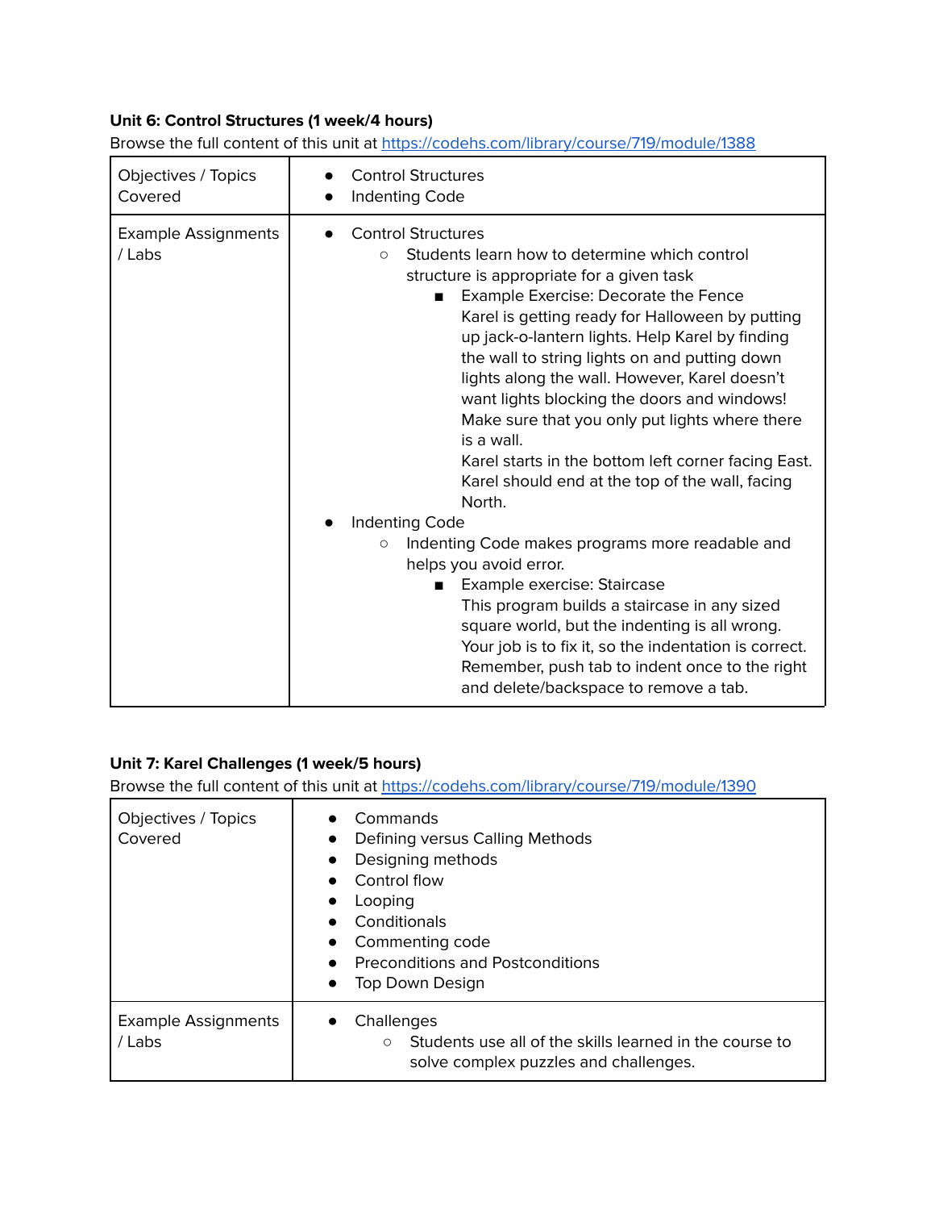**Unit 6: Control Structures (1 week/4 hours)**

Browse the full content of this unit at [https://codehs.com/library/course/719/module/1388](https://codehs.com/library/course/719/module/1388)

| Objectives / Topics Covered | • Control Structures<br>• Indenting Code |
|---|---|
| Example Assignments / Labs | • Control Structures<br>&nbsp;&nbsp;&nbsp;&nbsp;○ Students learn how to determine which control structure is appropriate for a given task<br>&nbsp;&nbsp;&nbsp;&nbsp;&nbsp;&nbsp;&nbsp;&nbsp;■ Example Exercise: Decorate the Fence<br>&nbsp;&nbsp;&nbsp;&nbsp;&nbsp;&nbsp;&nbsp;&nbsp;Karel is getting ready for Halloween by putting up jack-o-lantern lights. Help Karel by finding the wall to string lights on and putting down lights along the wall. However, Karel doesn't want lights blocking the doors and windows! Make sure that you only put lights where there is a wall.<br>&nbsp;&nbsp;&nbsp;&nbsp;&nbsp;&nbsp;&nbsp;&nbsp;Karel starts in the bottom left corner facing East. Karel should end at the top of the wall, facing North.<br>• Indenting Code<br>&nbsp;&nbsp;&nbsp;&nbsp;○ Indenting Code makes programs more readable and helps you avoid error.<br>&nbsp;&nbsp;&nbsp;&nbsp;&nbsp;&nbsp;&nbsp;&nbsp;■ Example exercise: Staircase<br>&nbsp;&nbsp;&nbsp;&nbsp;&nbsp;&nbsp;&nbsp;&nbsp;This program builds a staircase in any sized square world, but the indenting is all wrong. Your job is to fix it, so the indentation is correct. Remember, push tab to indent once to the right and delete/backspace to remove a tab. |

**Unit 7: Karel Challenges (1 week/5 hours)**

Browse the full content of this unit at [https://codehs.com/library/course/719/module/1390](https://codehs.com/library/course/719/module/1390)

| Objectives / Topics Covered | • Commands<br>• Defining versus Calling Methods<br>• Designing methods<br>• Control flow<br>• Looping<br>• Conditionals<br>• Commenting code<br>• Preconditions and Postconditions<br>• Top Down Design |
|---|---|
| Example Assignments / Labs | • Challenges<br>&nbsp;&nbsp;&nbsp;&nbsp;○ Students use all of the skills learned in the course to solve complex puzzles and challenges. |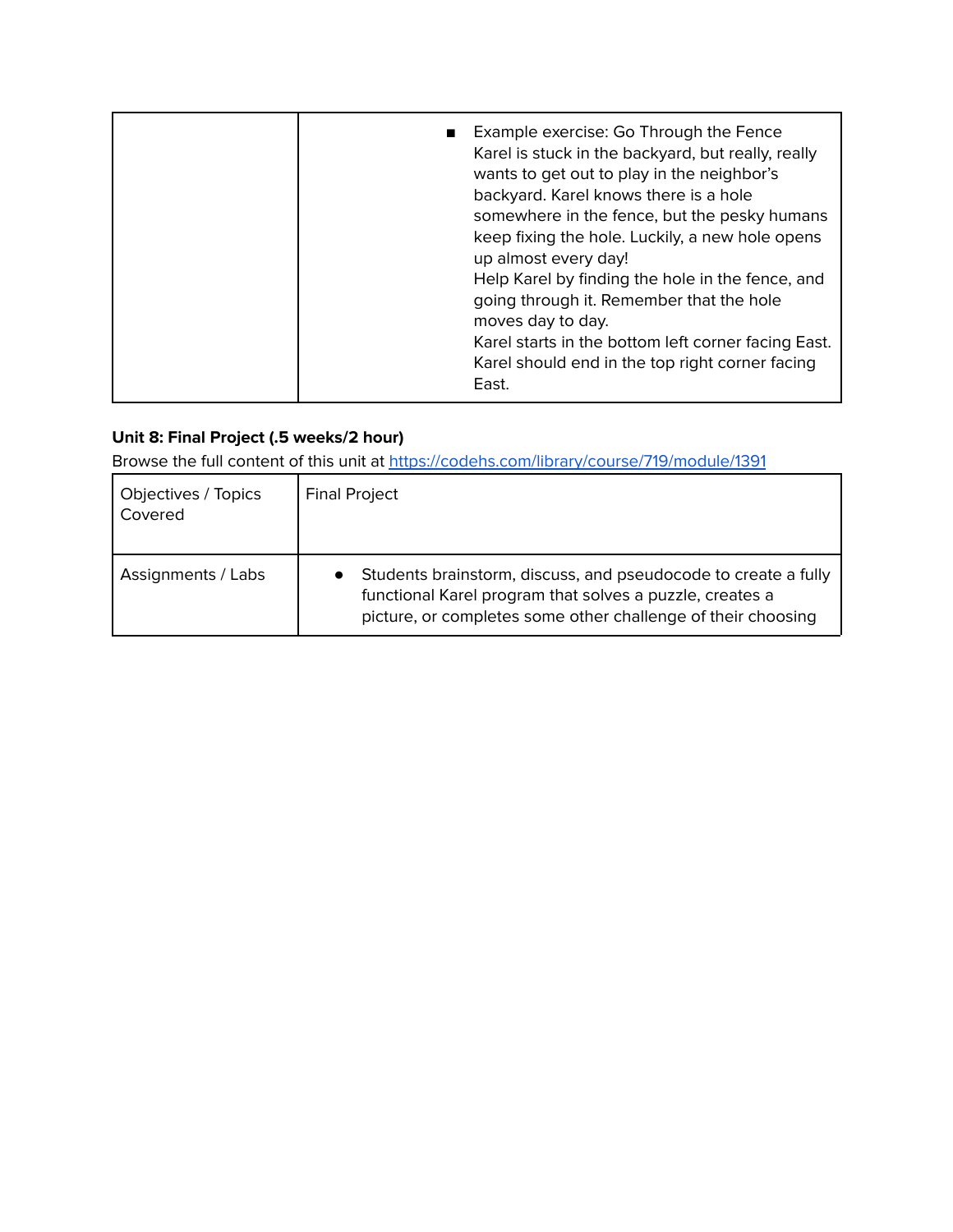| | |
|---|---|
| | ■ Example exercise: Go Through the Fence<br>Karel is stuck in the backyard, but really, really wants to get out to play in the neighbor's backyard. Karel knows there is a hole somewhere in the fence, but the pesky humans keep fixing the hole. Luckily, a new hole opens up almost every day!<br>Help Karel by finding the hole in the fence, and going through it. Remember that the hole moves day to day.<br>Karel starts in the bottom left corner facing East. Karel should end in the top right corner facing East. |

**Unit 8: Final Project (.5 weeks/2 hour)**

Browse the full content of this unit at https://codehs.com/library/course/719/module/1391

| | |
|---|---|
| Objectives / Topics Covered | Final Project |
| Assignments / Labs | • Students brainstorm, discuss, and pseudocode to create a fully functional Karel program that solves a puzzle, creates a picture, or completes some other challenge of their choosing |